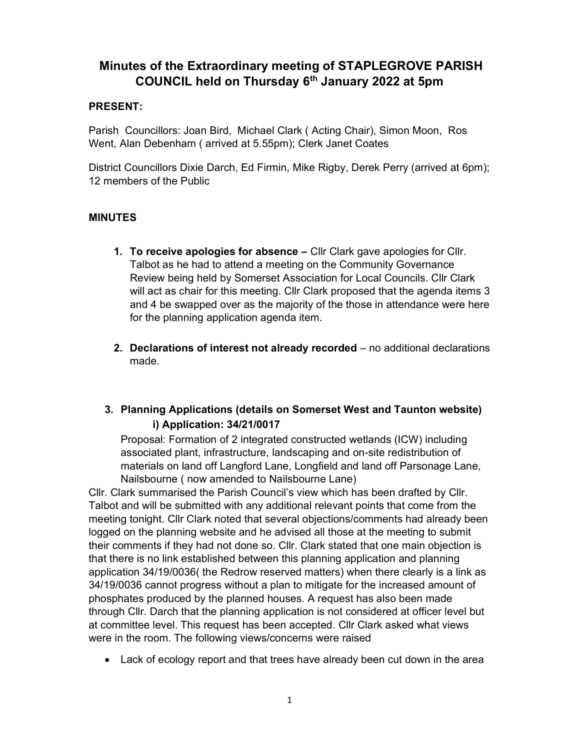# Minutes of the Extraordinary meeting of STAPLEGROVE PARISH COUNCIL held on Thursday 6th January 2022 at 5pm

**PRESENT:**

Parish Councillors: Joan Bird, Michael Clark ( Acting Chair), Simon Moon, Ros Went, Alan Debenham ( arrived at 5.55pm); Clerk Janet Coates

District Councillors Dixie Darch, Ed Firmin, Mike Rigby, Derek Perry (arrived at 6pm); 12 members of the Public

**MINUTES**

1. **To receive apologies for absence –** Cllr Clark gave apologies for Cllr. Talbot as he had to attend a meeting on the Community Governance Review being held by Somerset Association for Local Councils. Cllr Clark will act as chair for this meeting. Cllr Clark proposed that the agenda items 3 and 4 be swapped over as the majority of the those in attendance were here for the planning application agenda item.

2. **Declarations of interest not already recorded** – no additional declarations made.

3. **Planning Applications (details on Somerset West and Taunton website)**

   **i) Application: 34/21/0017**

   Proposal: Formation of 2 integrated constructed wetlands (ICW) including associated plant, infrastructure, landscaping and on-site redistribution of materials on land off Langford Lane, Longfield and land off Parsonage Lane, Nailsbourne ( now amended to Nailsbourne Lane)

Cllr. Clark summarised the Parish Council's view which has been drafted by Cllr. Talbot and will be submitted with any additional relevant points that come from the meeting tonight. Cllr Clark noted that several objections/comments had already been logged on the planning website and he advised all those at the meeting to submit their comments if they had not done so. Cllr. Clark stated that one main objection is that there is no link established between this planning application and planning application 34/19/0036( the Redrow reserved matters) when there clearly is a link as 34/19/0036 cannot progress without a plan to mitigate for the increased amount of phosphates produced by the planned houses. A request has also been made through Cllr. Darch that the planning application is not considered at officer level but at committee level. This request has been accepted. Cllr Clark asked what views were in the room. The following views/concerns were raised

- Lack of ecology report and that trees have already been cut down in the area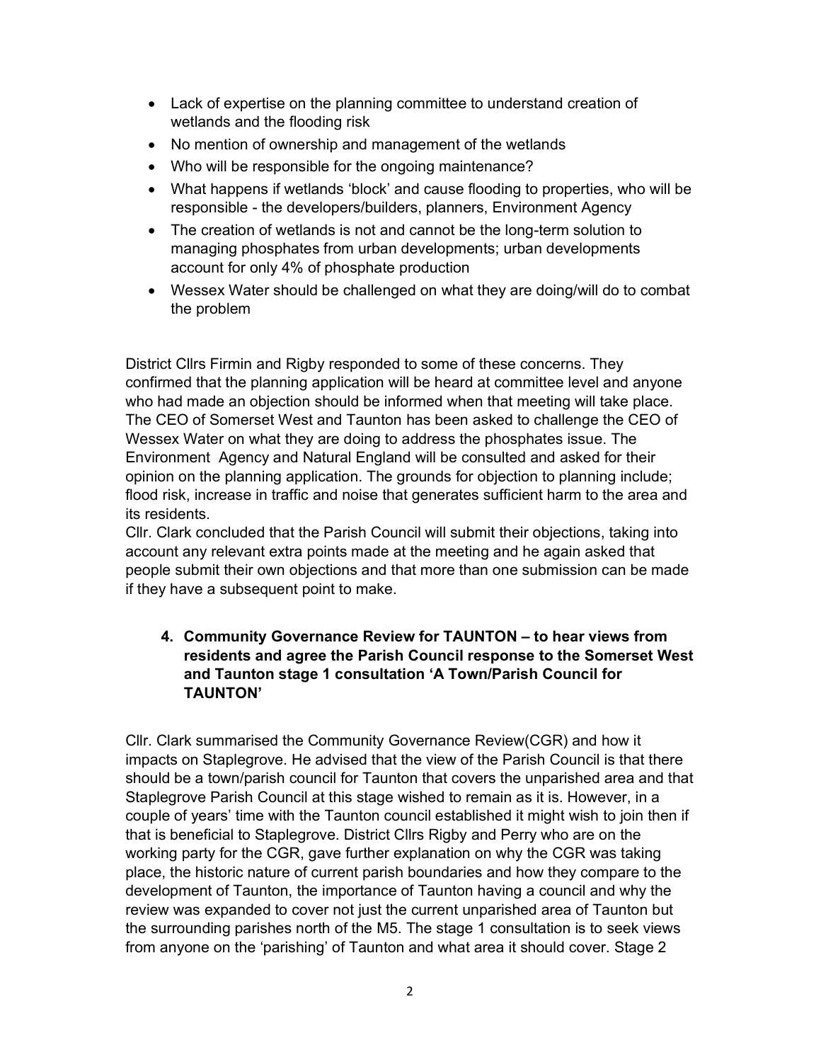- Lack of expertise on the planning committee to understand creation of wetlands and the flooding risk
- No mention of ownership and management of the wetlands
- Who will be responsible for the ongoing maintenance?
- What happens if wetlands 'block' and cause flooding to properties, who will be responsible - the developers/builders, planners, Environment Agency
- The creation of wetlands is not and cannot be the long-term solution to managing phosphates from urban developments; urban developments account for only 4% of phosphate production
- Wessex Water should be challenged on what they are doing/will do to combat the problem

District Cllrs Firmin and Rigby responded to some of these concerns. They confirmed that the planning application will be heard at committee level and anyone who had made an objection should be informed when that meeting will take place. The CEO of Somerset West and Taunton has been asked to challenge the CEO of Wessex Water on what they are doing to address the phosphates issue. The Environment Agency and Natural England will be consulted and asked for their opinion on the planning application. The grounds for objection to planning include; flood risk, increase in traffic and noise that generates sufficient harm to the area and its residents.

Cllr. Clark concluded that the Parish Council will submit their objections, taking into account any relevant extra points made at the meeting and he again asked that people submit their own objections and that more than one submission can be made if they have a subsequent point to make.

**4. Community Governance Review for TAUNTON – to hear views from residents and agree the Parish Council response to the Somerset West and Taunton stage 1 consultation 'A Town/Parish Council for TAUNTON'**

Cllr. Clark summarised the Community Governance Review(CGR) and how it impacts on Staplegrove. He advised that the view of the Parish Council is that there should be a town/parish council for Taunton that covers the unparished area and that Staplegrove Parish Council at this stage wished to remain as it is. However, in a couple of years' time with the Taunton council established it might wish to join then if that is beneficial to Staplegrove. District Cllrs Rigby and Perry who are on the working party for the CGR, gave further explanation on why the CGR was taking place, the historic nature of current parish boundaries and how they compare to the development of Taunton, the importance of Taunton having a council and why the review was expanded to cover not just the current unparished area of Taunton but the surrounding parishes north of the M5. The stage 1 consultation is to seek views from anyone on the 'parishing' of Taunton and what area it should cover. Stage 2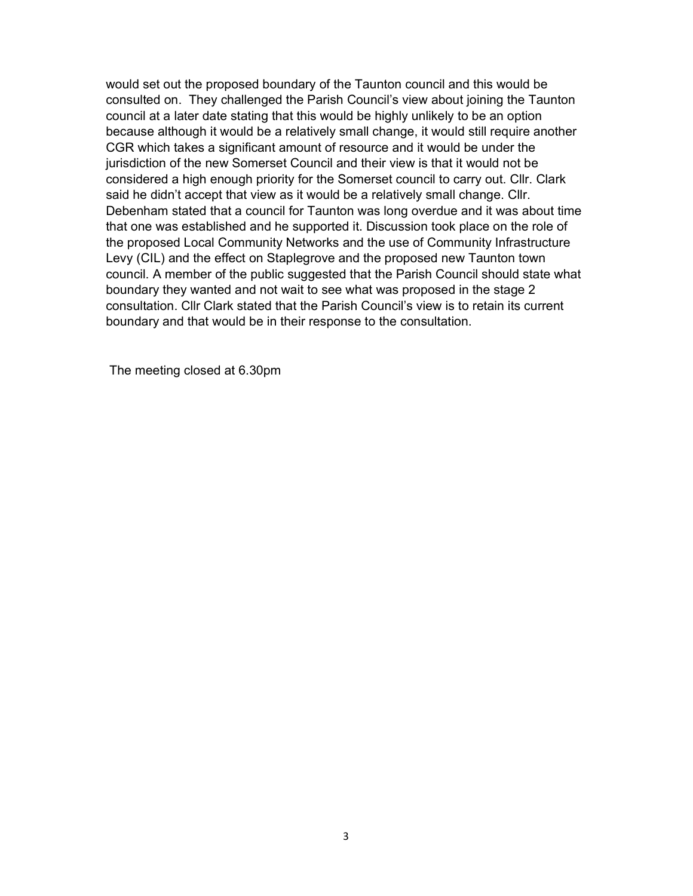would set out the proposed boundary of the Taunton council and this would be consulted on. They challenged the Parish Council's view about joining the Taunton council at a later date stating that this would be highly unlikely to be an option because although it would be a relatively small change, it would still require another CGR which takes a significant amount of resource and it would be under the jurisdiction of the new Somerset Council and their view is that it would not be considered a high enough priority for the Somerset council to carry out. Cllr. Clark said he didn't accept that view as it would be a relatively small change. Cllr. Debenham stated that a council for Taunton was long overdue and it was about time that one was established and he supported it. Discussion took place on the role of the proposed Local Community Networks and the use of Community Infrastructure Levy (CIL) and the effect on Staplegrove and the proposed new Taunton town council. A member of the public suggested that the Parish Council should state what boundary they wanted and not wait to see what was proposed in the stage 2 consultation. Cllr Clark stated that the Parish Council's view is to retain its current boundary and that would be in their response to the consultation.

The meeting closed at 6.30pm